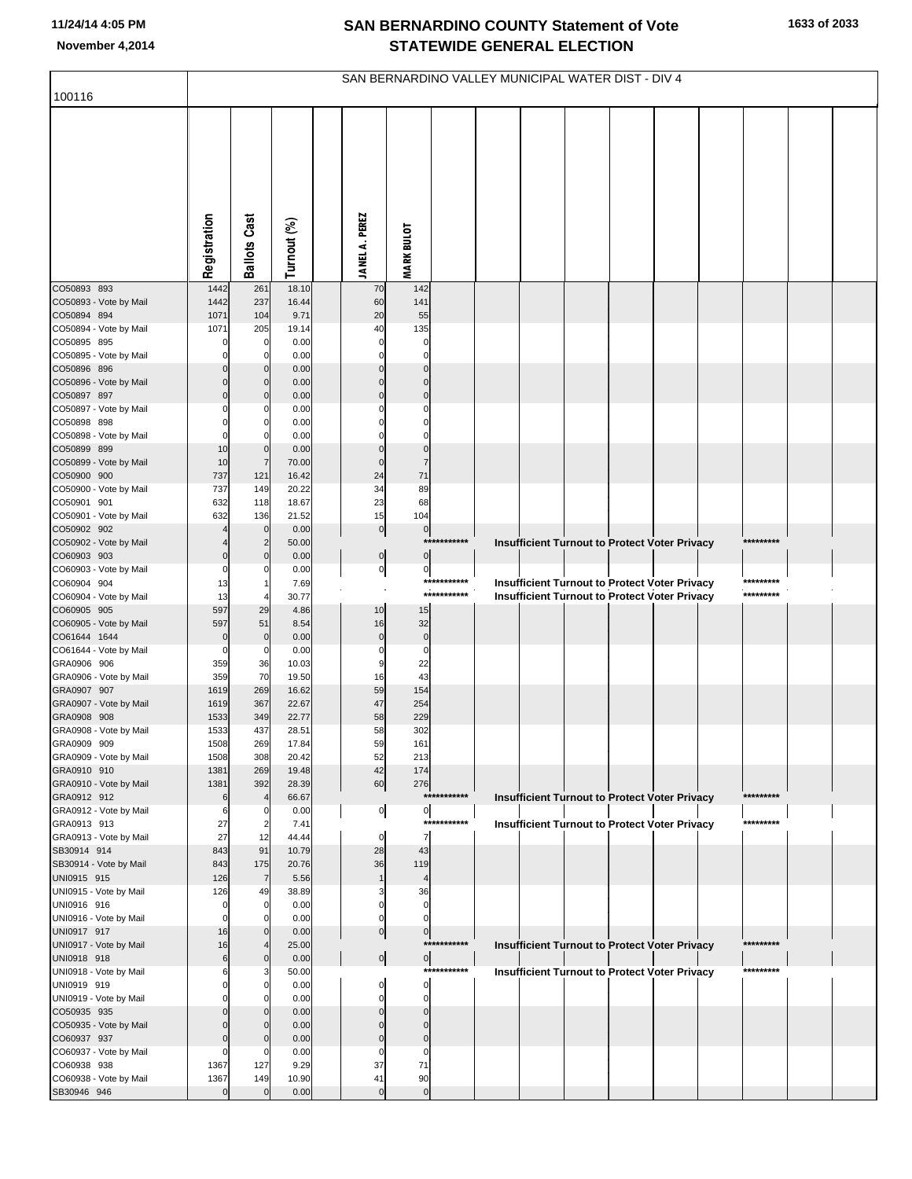# SAN BERNARDINO COUNTY Statement of Vote
## STATEWIDE GENERAL ELECTION

November 4,2014

100116

SAN BERNARDINO VALLEY MUNICIPAL WATER DIST - DIV 4

| | Registration | Ballots Cast | Turnout (%) | JANEL A. PEREZ | MARK BULOT |
|---|---|---|---|---|---|
| CO50893 893 | 1442 | 261 | 18.10 | 70 | 142 |
| CO50893 - Vote by Mail | 1442 | 237 | 16.44 | 60 | 141 |
| CO50894 894 | 1071 | 104 | 9.71 | 20 | 55 |
| CO50894 - Vote by Mail | 1071 | 205 | 19.14 | 40 | 135 |
| CO50895 895 | 0 | 0 | 0.00 | 0 | 0 |
| CO50895 - Vote by Mail | 0 | 0 | 0.00 | 0 | 0 |
| CO50896 896 | 0 | 0 | 0.00 | 0 | 0 |
| CO50896 - Vote by Mail | 0 | 0 | 0.00 | 0 | 0 |
| CO50897 897 | 0 | 0 | 0.00 | 0 | 0 |
| CO50897 - Vote by Mail | 0 | 0 | 0.00 | 0 | 0 |
| CO50898 898 | 0 | 0 | 0.00 | 0 | 0 |
| CO50898 - Vote by Mail | 0 | 0 | 0.00 | 0 | 0 |
| CO50899 899 | 10 | 0 | 0.00 | 0 | 0 |
| CO50899 - Vote by Mail | 10 | 7 | 70.00 | 0 | 7 |
| CO50900 900 | 737 | 121 | 16.42 | 24 | 71 |
| CO50900 - Vote by Mail | 737 | 149 | 20.22 | 34 | 89 |
| CO50901 901 | 632 | 118 | 18.67 | 23 | 68 |
| CO50901 - Vote by Mail | 632 | 136 | 21.52 | 15 | 104 |
| CO50902 902 | 4 | 0 | 0.00 | 0 | 0 |
| CO50902 - Vote by Mail | 4 | 2 | 50.00 | *********** Insufficient Turnout to Protect Voter Privacy ********* | |
| CO60903 903 | 0 | 0 | 0.00 | 0 | 0 |
| CO60903 - Vote by Mail | 0 | 0 | 0.00 | 0 | 0 |
| CO60904 904 | 13 | 1 | 7.69 | *********** Insufficient Turnout to Protect Voter Privacy ********* | |
| CO60904 - Vote by Mail | 13 | 4 | 30.77 | *********** Insufficient Turnout to Protect Voter Privacy ********* | |
| CO60905 905 | 597 | 29 | 4.86 | 10 | 15 |
| CO60905 - Vote by Mail | 597 | 51 | 8.54 | 16 | 32 |
| CO61644 1644 | 0 | 0 | 0.00 | 0 | 0 |
| CO61644 - Vote by Mail | 0 | 0 | 0.00 | 0 | 0 |
| GRA0906 906 | 359 | 36 | 10.03 | 9 | 22 |
| GRA0906 - Vote by Mail | 359 | 70 | 19.50 | 16 | 43 |
| GRA0907 907 | 1619 | 269 | 16.62 | 59 | 154 |
| GRA0907 - Vote by Mail | 1619 | 367 | 22.67 | 47 | 254 |
| GRA0908 908 | 1533 | 349 | 22.77 | 58 | 229 |
| GRA0908 - Vote by Mail | 1533 | 437 | 28.51 | 58 | 302 |
| GRA0909 909 | 1508 | 269 | 17.84 | 59 | 161 |
| GRA0909 - Vote by Mail | 1508 | 308 | 20.42 | 52 | 213 |
| GRA0910 910 | 1381 | 269 | 19.48 | 42 | 174 |
| GRA0910 - Vote by Mail | 1381 | 392 | 28.39 | 60 | 276 |
| GRA0912 912 | 6 | 4 | 66.67 | *********** Insufficient Turnout to Protect Voter Privacy ********* | |
| GRA0912 - Vote by Mail | 6 | 0 | 0.00 | 0 | 0 |
| GRA0913 913 | 27 | 2 | 7.41 | *********** Insufficient Turnout to Protect Voter Privacy ********* | |
| GRA0913 - Vote by Mail | 27 | 12 | 44.44 | 0 | 7 |
| SB30914 914 | 843 | 91 | 10.79 | 28 | 43 |
| SB30914 - Vote by Mail | 843 | 175 | 20.76 | 36 | 119 |
| UNI0915 915 | 126 | 7 | 5.56 | 1 | 4 |
| UNI0915 - Vote by Mail | 126 | 49 | 38.89 | 3 | 36 |
| UNI0916 916 | 0 | 0 | 0.00 | 0 | 0 |
| UNI0916 - Vote by Mail | 0 | 0 | 0.00 | 0 | 0 |
| UNI0917 917 | 16 | 0 | 0.00 | 0 | 0 |
| UNI0917 - Vote by Mail | 16 | 4 | 25.00 | *********** Insufficient Turnout to Protect Voter Privacy ********* | |
| UNI0918 918 | 6 | 0 | 0.00 | 0 | 0 |
| UNI0918 - Vote by Mail | 6 | 3 | 50.00 | *********** Insufficient Turnout to Protect Voter Privacy ********* | |
| UNI0919 919 | 0 | 0 | 0.00 | 0 | 0 |
| UNI0919 - Vote by Mail | 0 | 0 | 0.00 | 0 | 0 |
| CO50935 935 | 0 | 0 | 0.00 | 0 | 0 |
| CO50935 - Vote by Mail | 0 | 0 | 0.00 | 0 | 0 |
| CO60937 937 | 0 | 0 | 0.00 | 0 | 0 |
| CO60937 - Vote by Mail | 0 | 0 | 0.00 | 0 | 0 |
| CO60938 938 | 1367 | 127 | 9.29 | 37 | 71 |
| CO60938 - Vote by Mail | 1367 | 149 | 10.90 | 41 | 90 |
| SB30946 946 | 0 | 0 | 0.00 | 0 | 0 |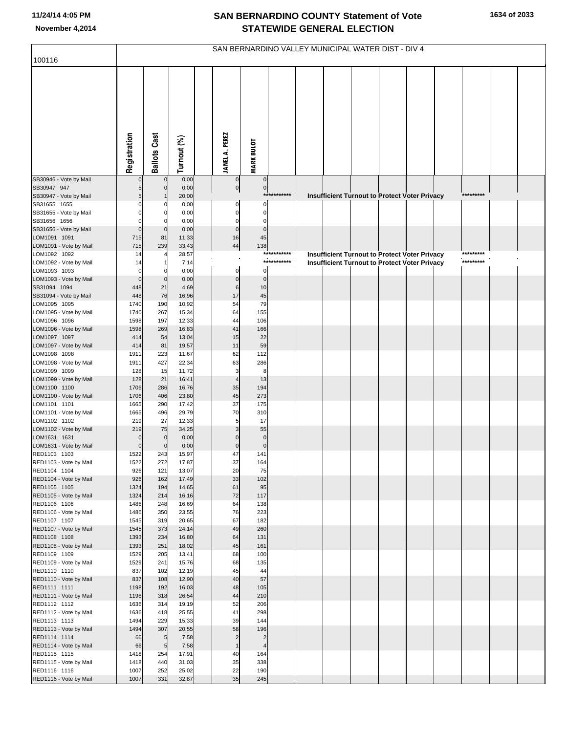# SAN BERNARDINO COUNTY Statement of Vote
# STATEWIDE GENERAL ELECTION

November 4,2014

## SAN BERNARDINO VALLEY MUNICIPAL WATER DIST - DIV 4

100116

| | Registration | Ballots Cast | Turnout (%) | | JANEL A. PEREZ | MARK BULOT |
|---|---|---|---|---|---|---|
| SB30946 - Vote by Mail | 0 | 0 | 0.00 | | 0 | 0 |
| SB30947 947 | 5 | 0 | 0.00 | | 0 | 0 |
| SB30947 - Vote by Mail | 5 | 1 | 20.00 | | Insufficient Turnout to Protect Voter Privacy | |
| SB31655 1655 | 0 | 0 | 0.00 | | 0 | 0 |
| SB31655 - Vote by Mail | 0 | 0 | 0.00 | | 0 | 0 |
| SB31656 1656 | 0 | 0 | 0.00 | | 0 | 0 |
| SB31656 - Vote by Mail | 0 | 0 | 0.00 | | 0 | 0 |
| LOM1091 1091 | 715 | 81 | 11.33 | | 16 | 45 |
| LOM1091 - Vote by Mail | 715 | 239 | 33.43 | | 44 | 138 |
| LOM1092 1092 | 14 | 4 | 28.57 | | Insufficient Turnout to Protect Voter Privacy | |
| LOM1092 - Vote by Mail | 14 | 1 | 7.14 | | Insufficient Turnout to Protect Voter Privacy | |
| LOM1093 1093 | 0 | 0 | 0.00 | | 0 | 0 |
| LOM1093 - Vote by Mail | 0 | 0 | 0.00 | | 0 | 0 |
| SB31094 1094 | 448 | 21 | 4.69 | | 6 | 10 |
| SB31094 - Vote by Mail | 448 | 76 | 16.96 | | 17 | 45 |
| LOM1095 1095 | 1740 | 190 | 10.92 | | 54 | 79 |
| LOM1095 - Vote by Mail | 1740 | 267 | 15.34 | | 64 | 155 |
| LOM1096 1096 | 1598 | 197 | 12.33 | | 44 | 106 |
| LOM1096 - Vote by Mail | 1598 | 269 | 16.83 | | 41 | 166 |
| LOM1097 1097 | 414 | 54 | 13.04 | | 15 | 22 |
| LOM1097 - Vote by Mail | 414 | 81 | 19.57 | | 11 | 59 |
| LOM1098 1098 | 1911 | 223 | 11.67 | | 62 | 112 |
| LOM1098 - Vote by Mail | 1911 | 427 | 22.34 | | 63 | 286 |
| LOM1099 1099 | 128 | 15 | 11.72 | | 3 | 8 |
| LOM1099 - Vote by Mail | 128 | 21 | 16.41 | | 4 | 13 |
| LOM1100 1100 | 1706 | 286 | 16.76 | | 35 | 194 |
| LOM1100 - Vote by Mail | 1706 | 406 | 23.80 | | 45 | 273 |
| LOM1101 1101 | 1665 | 290 | 17.42 | | 37 | 175 |
| LOM1101 - Vote by Mail | 1665 | 496 | 29.79 | | 70 | 310 |
| LOM1102 1102 | 219 | 27 | 12.33 | | 5 | 17 |
| LOM1102 - Vote by Mail | 219 | 75 | 34.25 | | 3 | 55 |
| LOM1631 1631 | 0 | 0 | 0.00 | | 0 | 0 |
| LOM1631 - Vote by Mail | 0 | 0 | 0.00 | | 0 | 0 |
| RED1103 1103 | 1522 | 243 | 15.97 | | 47 | 141 |
| RED1103 - Vote by Mail | 1522 | 272 | 17.87 | | 37 | 164 |
| RED1104 1104 | 926 | 121 | 13.07 | | 20 | 75 |
| RED1104 - Vote by Mail | 926 | 162 | 17.49 | | 33 | 102 |
| RED1105 1105 | 1324 | 194 | 14.65 | | 61 | 95 |
| RED1105 - Vote by Mail | 1324 | 214 | 16.16 | | 72 | 117 |
| RED1106 1106 | 1486 | 248 | 16.69 | | 64 | 138 |
| RED1106 - Vote by Mail | 1486 | 350 | 23.55 | | 76 | 223 |
| RED1107 1107 | 1545 | 319 | 20.65 | | 67 | 182 |
| RED1107 - Vote by Mail | 1545 | 373 | 24.14 | | 49 | 260 |
| RED1108 1108 | 1393 | 234 | 16.80 | | 64 | 131 |
| RED1108 - Vote by Mail | 1393 | 251 | 18.02 | | 45 | 161 |
| RED1109 1109 | 1529 | 205 | 13.41 | | 68 | 100 |
| RED1109 - Vote by Mail | 1529 | 241 | 15.76 | | 68 | 135 |
| RED1110 1110 | 837 | 102 | 12.19 | | 45 | 44 |
| RED1110 - Vote by Mail | 837 | 108 | 12.90 | | 40 | 57 |
| RED1111 1111 | 1198 | 192 | 16.03 | | 48 | 105 |
| RED1111 - Vote by Mail | 1198 | 318 | 26.54 | | 44 | 210 |
| RED1112 1112 | 1636 | 314 | 19.19 | | 52 | 206 |
| RED1112 - Vote by Mail | 1636 | 418 | 25.55 | | 41 | 298 |
| RED1113 1113 | 1494 | 229 | 15.33 | | 39 | 144 |
| RED1113 - Vote by Mail | 1494 | 307 | 20.55 | | 58 | 196 |
| RED1114 1114 | 66 | 5 | 7.58 | | 2 | 2 |
| RED1114 - Vote by Mail | 66 | 5 | 7.58 | | 1 | 4 |
| RED1115 1115 | 1418 | 254 | 17.91 | | 40 | 164 |
| RED1115 - Vote by Mail | 1418 | 440 | 31.03 | | 35 | 338 |
| RED1116 1116 | 1007 | 252 | 25.02 | | 22 | 190 |
| RED1116 - Vote by Mail | 1007 | 331 | 32.87 | | 35 | 245 |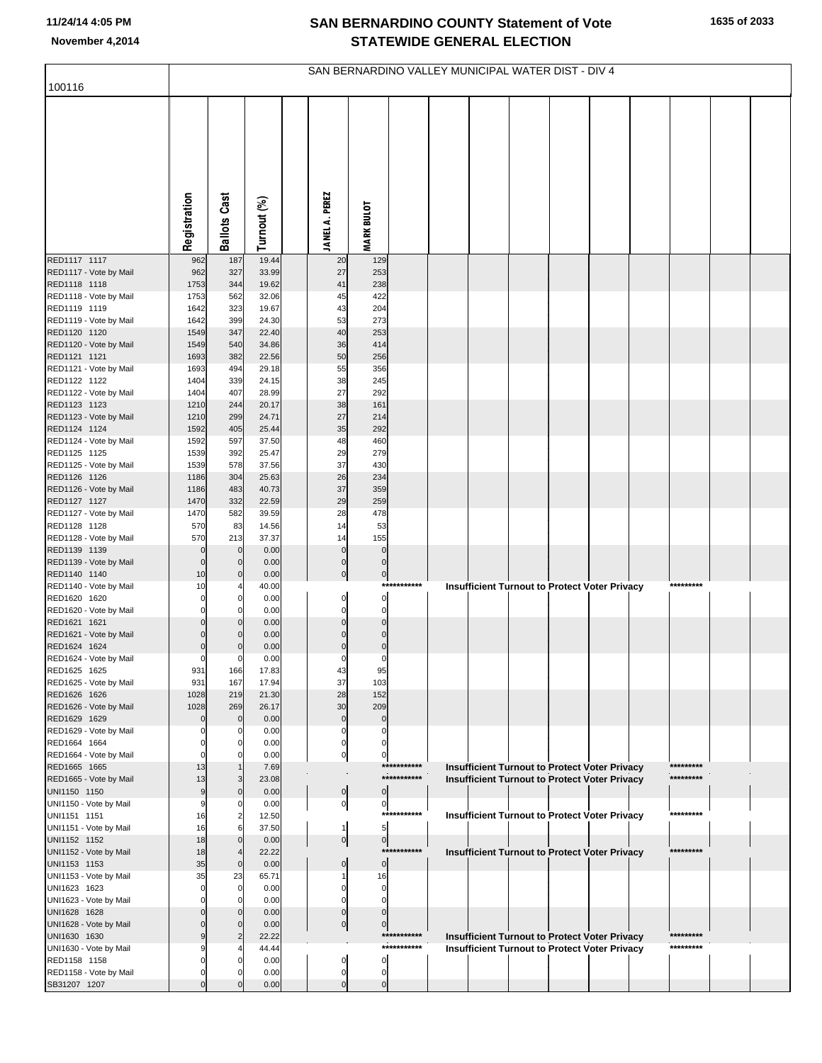# SAN BERNARDINO COUNTY Statement of Vote
## STATEWIDE GENERAL ELECTION

11/24/14 4:05 PM
November 4,2014

SAN BERNARDINO VALLEY MUNICIPAL WATER DIST - DIV 4

100116

| | Registration | Ballots Cast | Turnout (%) | JANEL A. PEREZ | MARK BULOT | | |
|---|---|---|---|---|---|---|---|
| RED1117 1117 | 962 | 187 | 19.44 | 20 | 129 | | |
| RED1117 - Vote by Mail | 962 | 327 | 33.99 | 27 | 253 | | |
| RED1118 1118 | 1753 | 344 | 19.62 | 41 | 238 | | |
| RED1118 - Vote by Mail | 1753 | 562 | 32.06 | 45 | 422 | | |
| RED1119 1119 | 1642 | 323 | 19.67 | 43 | 204 | | |
| RED1119 - Vote by Mail | 1642 | 399 | 24.30 | 53 | 273 | | |
| RED1120 1120 | 1549 | 347 | 22.40 | 40 | 253 | | |
| RED1120 - Vote by Mail | 1549 | 540 | 34.86 | 36 | 414 | | |
| RED1121 1121 | 1693 | 382 | 22.56 | 50 | 256 | | |
| RED1121 - Vote by Mail | 1693 | 494 | 29.18 | 55 | 356 | | |
| RED1122 1122 | 1404 | 339 | 24.15 | 38 | 245 | | |
| RED1122 - Vote by Mail | 1404 | 407 | 28.99 | 27 | 292 | | |
| RED1123 1123 | 1210 | 244 | 20.17 | 38 | 161 | | |
| RED1123 - Vote by Mail | 1210 | 299 | 24.71 | 27 | 214 | | |
| RED1124 1124 | 1592 | 405 | 25.44 | 35 | 292 | | |
| RED1124 - Vote by Mail | 1592 | 597 | 37.50 | 48 | 460 | | |
| RED1125 1125 | 1539 | 392 | 25.47 | 29 | 279 | | |
| RED1125 - Vote by Mail | 1539 | 578 | 37.56 | 37 | 430 | | |
| RED1126 1126 | 1186 | 304 | 25.63 | 26 | 234 | | |
| RED1126 - Vote by Mail | 1186 | 483 | 40.73 | 37 | 359 | | |
| RED1127 1127 | 1470 | 332 | 22.59 | 29 | 259 | | |
| RED1127 - Vote by Mail | 1470 | 582 | 39.59 | 28 | 478 | | |
| RED1128 1128 | 570 | 83 | 14.56 | 14 | 53 | | |
| RED1128 - Vote by Mail | 570 | 213 | 37.37 | 14 | 155 | | |
| RED1139 1139 | 0 | 0 | 0.00 | 0 | 0 | | |
| RED1139 - Vote by Mail | 0 | 0 | 0.00 | 0 | 0 | | |
| RED1140 1140 | 10 | 0 | 0.00 | 0 | 0 | | |
| RED1140 - Vote by Mail | 10 | 4 | 40.00 | | *********** | Insufficient Turnout to Protect Voter Privacy | ********* |
| RED1620 1620 | 0 | 0 | 0.00 | 0 | 0 | | |
| RED1620 - Vote by Mail | 0 | 0 | 0.00 | 0 | 0 | | |
| RED1621 1621 | 0 | 0 | 0.00 | 0 | 0 | | |
| RED1621 - Vote by Mail | 0 | 0 | 0.00 | 0 | 0 | | |
| RED1624 1624 | 0 | 0 | 0.00 | 0 | 0 | | |
| RED1624 - Vote by Mail | 0 | 0 | 0.00 | 0 | 0 | | |
| RED1625 1625 | 931 | 166 | 17.83 | 43 | 95 | | |
| RED1625 - Vote by Mail | 931 | 167 | 17.94 | 37 | 103 | | |
| RED1626 1626 | 1028 | 219 | 21.30 | 28 | 152 | | |
| RED1626 - Vote by Mail | 1028 | 269 | 26.17 | 30 | 209 | | |
| RED1629 1629 | 0 | 0 | 0.00 | 0 | 0 | | |
| RED1629 - Vote by Mail | 0 | 0 | 0.00 | 0 | 0 | | |
| RED1664 1664 | 0 | 0 | 0.00 | 0 | 0 | | |
| RED1664 - Vote by Mail | 0 | 0 | 0.00 | 0 | 0 | | |
| RED1665 1665 | 13 | 1 | 7.69 | | *********** | Insufficient Turnout to Protect Voter Privacy | ********* |
| RED1665 - Vote by Mail | 13 | 3 | 23.08 | | *********** | Insufficient Turnout to Protect Voter Privacy | ********* |
| UNI1150 1150 | 9 | 0 | 0.00 | 0 | 0 | | |
| UNI1150 - Vote by Mail | 9 | 0 | 0.00 | 0 | 0 | | |
| UNI1151 1151 | 16 | 2 | 12.50 | | *********** | Insufficient Turnout to Protect Voter Privacy | ********* |
| UNI1151 - Vote by Mail | 16 | 6 | 37.50 | 1 | 5 | | |
| UNI1152 1152 | 18 | 0 | 0.00 | 0 | 0 | | |
| UNI1152 - Vote by Mail | 18 | 4 | 22.22 | | *********** | Insufficient Turnout to Protect Voter Privacy | ********* |
| UNI1153 1153 | 35 | 0 | 0.00 | 0 | 0 | | |
| UNI1153 - Vote by Mail | 35 | 23 | 65.71 | 1 | 16 | | |
| UNI1623 1623 | 0 | 0 | 0.00 | 0 | 0 | | |
| UNI1623 - Vote by Mail | 0 | 0 | 0.00 | 0 | 0 | | |
| UNI1628 1628 | 0 | 0 | 0.00 | 0 | 0 | | |
| UNI1628 - Vote by Mail | 0 | 0 | 0.00 | 0 | 0 | | |
| UNI1630 1630 | 9 | 2 | 22.22 | | *********** | Insufficient Turnout to Protect Voter Privacy | ********* |
| UNI1630 - Vote by Mail | 9 | 4 | 44.44 | | *********** | Insufficient Turnout to Protect Voter Privacy | ********* |
| RED1158 1158 | 0 | 0 | 0.00 | 0 | 0 | | |
| RED1158 - Vote by Mail | 0 | 0 | 0.00 | 0 | 0 | | |
| SB31207 1207 | 0 | 0 | 0.00 | 0 | 0 | | |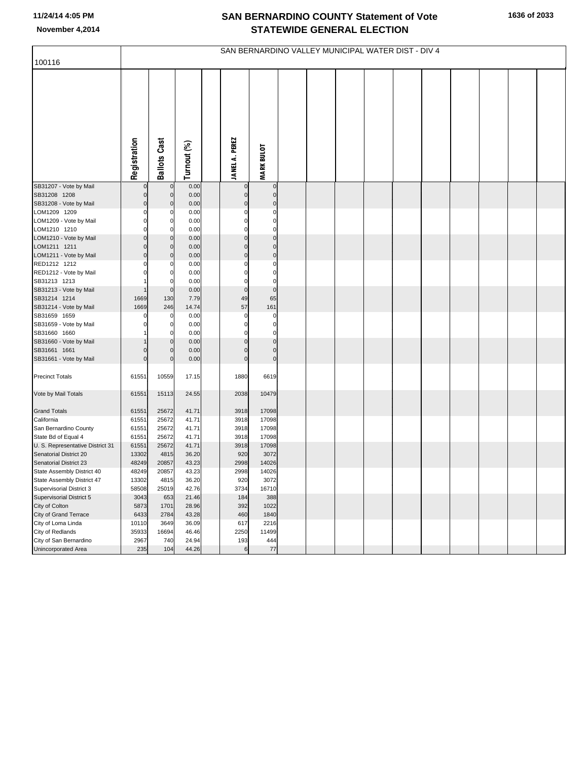# SAN BERNARDINO COUNTY Statement of Vote
## STATEWIDE GENERAL ELECTION

11/24/14 4:05 PM
November 4,2014

100116

SAN BERNARDINO VALLEY MUNICIPAL WATER DIST - DIV 4

| | Registration | Ballots Cast | Turnout (%) | | JANEL A. PEREZ | MARK BULOT |
|---|---|---|---|---|---|---|
| SB31207 - Vote by Mail | 0 | 0 | 0.00 | | 0 | 0 |
| SB31208 1208 | 0 | 0 | 0.00 | | 0 | 0 |
| SB31208 - Vote by Mail | 0 | 0 | 0.00 | | 0 | 0 |
| LOM1209 1209 | 0 | 0 | 0.00 | | 0 | 0 |
| LOM1209 - Vote by Mail | 0 | 0 | 0.00 | | 0 | 0 |
| LOM1210 1210 | 0 | 0 | 0.00 | | 0 | 0 |
| LOM1210 - Vote by Mail | 0 | 0 | 0.00 | | 0 | 0 |
| LOM1211 1211 | 0 | 0 | 0.00 | | 0 | 0 |
| LOM1211 - Vote by Mail | 0 | 0 | 0.00 | | 0 | 0 |
| RED1212 1212 | 0 | 0 | 0.00 | | 0 | 0 |
| RED1212 - Vote by Mail | 0 | 0 | 0.00 | | 0 | 0 |
| SB31213 1213 | 1 | 0 | 0.00 | | 0 | 0 |
| SB31213 - Vote by Mail | 1 | 0 | 0.00 | | 0 | 0 |
| SB31214 1214 | 1669 | 130 | 7.79 | | 49 | 65 |
| SB31214 - Vote by Mail | 1669 | 246 | 14.74 | | 57 | 161 |
| SB31659 1659 | 0 | 0 | 0.00 | | 0 | 0 |
| SB31659 - Vote by Mail | 0 | 0 | 0.00 | | 0 | 0 |
| SB31660 1660 | 1 | 0 | 0.00 | | 0 | 0 |
| SB31660 - Vote by Mail | 1 | 0 | 0.00 | | 0 | 0 |
| SB31661 1661 | 0 | 0 | 0.00 | | 0 | 0 |
| SB31661 - Vote by Mail | 0 | 0 | 0.00 | | 0 | 0 |
| Precinct Totals | 61551 | 10559 | 17.15 | | 1880 | 6619 |
| Vote by Mail Totals | 61551 | 15113 | 24.55 | | 2038 | 10479 |
| Grand Totals | 61551 | 25672 | 41.71 | | 3918 | 17098 |
| California | 61551 | 25672 | 41.71 | | 3918 | 17098 |
| San Bernardino County | 61551 | 25672 | 41.71 | | 3918 | 17098 |
| State Bd of Equal 4 | 61551 | 25672 | 41.71 | | 3918 | 17098 |
| U. S. Representative District 31 | 61551 | 25672 | 41.71 | | 3918 | 17098 |
| Senatorial District 20 | 13302 | 4815 | 36.20 | | 920 | 3072 |
| Senatorial District 23 | 48249 | 20857 | 43.23 | | 2998 | 14026 |
| State Assembly District 40 | 48249 | 20857 | 43.23 | | 2998 | 14026 |
| State Assembly District 47 | 13302 | 4815 | 36.20 | | 920 | 3072 |
| Supervisorial District 3 | 58508 | 25019 | 42.76 | | 3734 | 16710 |
| Supervisorial District 5 | 3043 | 653 | 21.46 | | 184 | 388 |
| City of Colton | 5873 | 1701 | 28.96 | | 392 | 1022 |
| City of Grand Terrace | 6433 | 2784 | 43.28 | | 460 | 1840 |
| City of Loma Linda | 10110 | 3649 | 36.09 | | 617 | 2216 |
| City of Redlands | 35933 | 16694 | 46.46 | | 2250 | 11499 |
| City of San Bernardino | 2967 | 740 | 24.94 | | 193 | 444 |
| Unincorporated Area | 235 | 104 | 44.26 | | 6 | 77 |